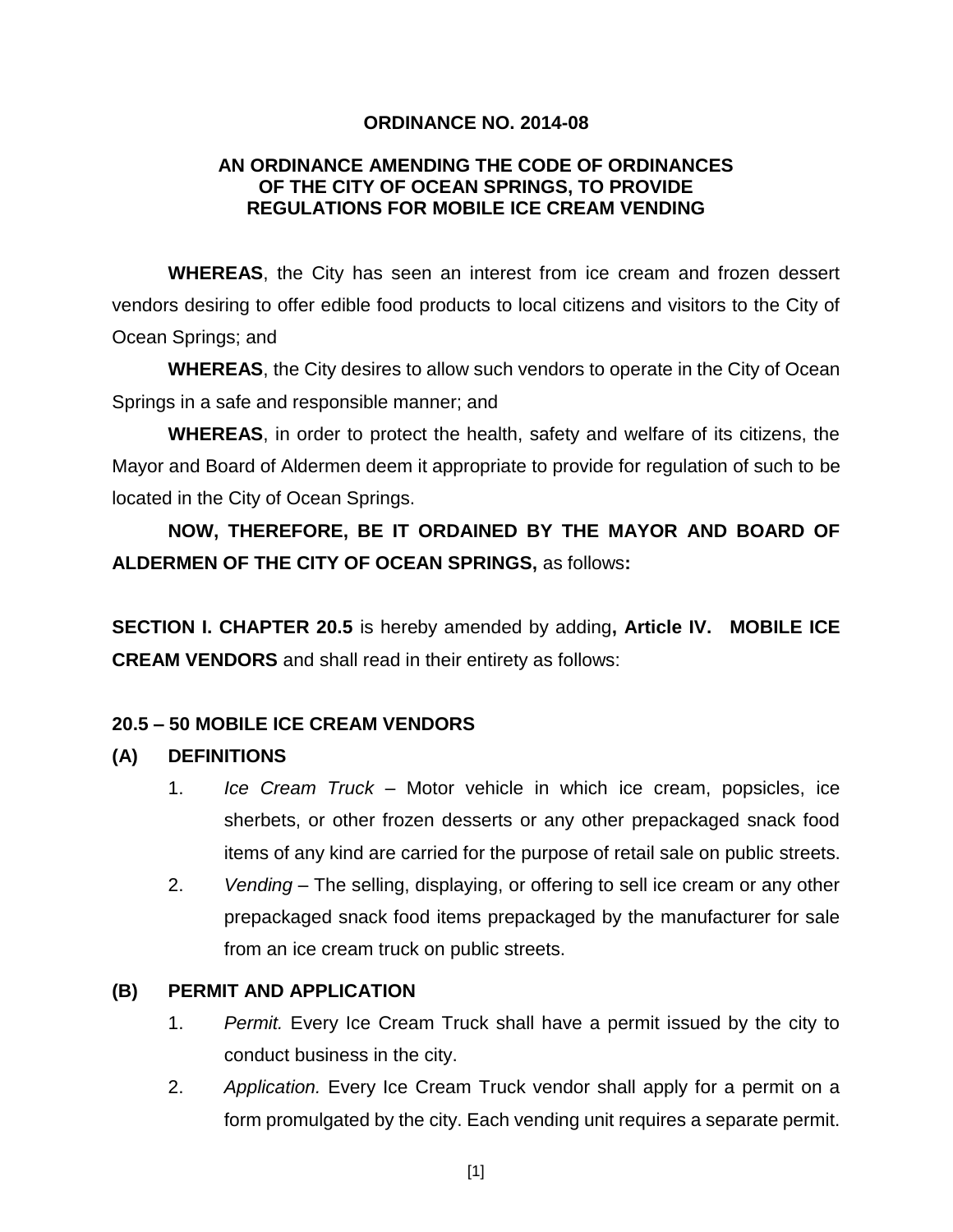# ORDINANCE NO. 2014-08

## AN ORDINANCE AMENDING THE CODE OF ORDINANCES OF THE CITY OF OCEAN SPRINGS, TO PROVIDE REGULATIONS FOR MOBILE ICE CREAM VENDING

**WHEREAS**, the City has seen an interest from ice cream and frozen dessert vendors desiring to offer edible food products to local citizens and visitors to the City of Ocean Springs; and

**WHEREAS**, the City desires to allow such vendors to operate in the City of Ocean Springs in a safe and responsible manner; and

**WHEREAS**, in order to protect the health, safety and welfare of its citizens, the Mayor and Board of Aldermen deem it appropriate to provide for regulation of such to be located in the City of Ocean Springs.

**NOW, THEREFORE, BE IT ORDAINED BY THE MAYOR AND BOARD OF ALDERMEN OF THE CITY OF OCEAN SPRINGS,** as follows**:**

**SECTION I. CHAPTER 20.5** is hereby amended by adding**, Article IV. MOBILE ICE CREAM VENDORS** and shall read in their entirety as follows:

### 20.5 – 50 MOBILE ICE CREAM VENDORS

**(A) DEFINITIONS**

1. *Ice Cream Truck* – Motor vehicle in which ice cream, popsicles, ice sherbets, or other frozen desserts or any other prepackaged snack food items of any kind are carried for the purpose of retail sale on public streets.
2. *Vending* – The selling, displaying, or offering to sell ice cream or any other prepackaged snack food items prepackaged by the manufacturer for sale from an ice cream truck on public streets.

**(B) PERMIT AND APPLICATION**

1. *Permit.* Every Ice Cream Truck shall have a permit issued by the city to conduct business in the city.
2. *Application.* Every Ice Cream Truck vendor shall apply for a permit on a form promulgated by the city. Each vending unit requires a separate permit.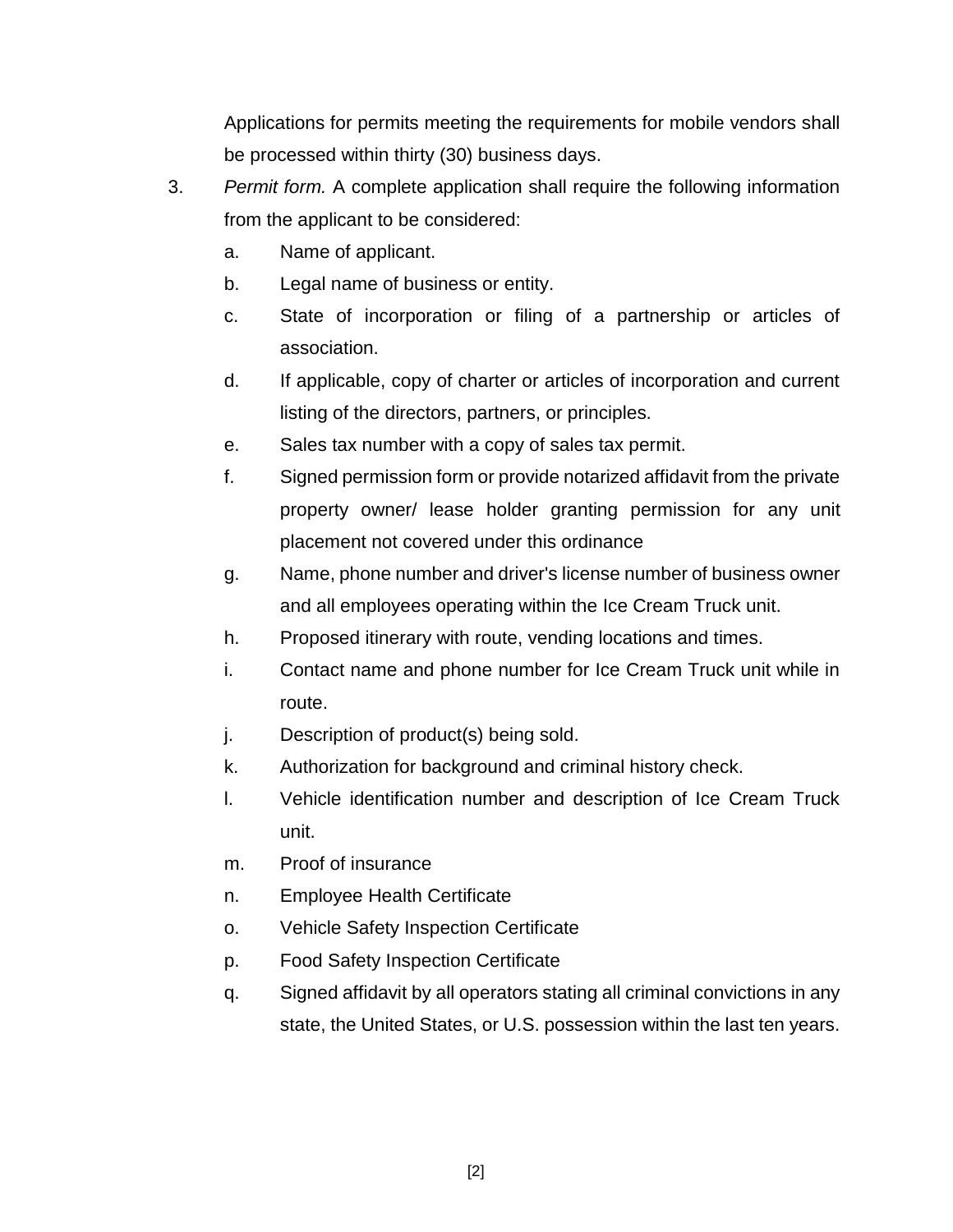Applications for permits meeting the requirements for mobile vendors shall be processed within thirty (30) business days.

3. *Permit form.* A complete application shall require the following information from the applicant to be considered:

   a. Name of applicant.

   b. Legal name of business or entity.

   c. State of incorporation or filing of a partnership or articles of association.

   d. If applicable, copy of charter or articles of incorporation and current listing of the directors, partners, or principles.

   e. Sales tax number with a copy of sales tax permit.

   f. Signed permission form or provide notarized affidavit from the private property owner/ lease holder granting permission for any unit placement not covered under this ordinance

   g. Name, phone number and driver's license number of business owner and all employees operating within the Ice Cream Truck unit.

   h. Proposed itinerary with route, vending locations and times.

   i. Contact name and phone number for Ice Cream Truck unit while in route.

   j. Description of product(s) being sold.

   k. Authorization for background and criminal history check.

   l. Vehicle identification number and description of Ice Cream Truck unit.

   m. Proof of insurance

   n. Employee Health Certificate

   o. Vehicle Safety Inspection Certificate

   p. Food Safety Inspection Certificate

   q. Signed affidavit by all operators stating all criminal convictions in any state, the United States, or U.S. possession within the last ten years.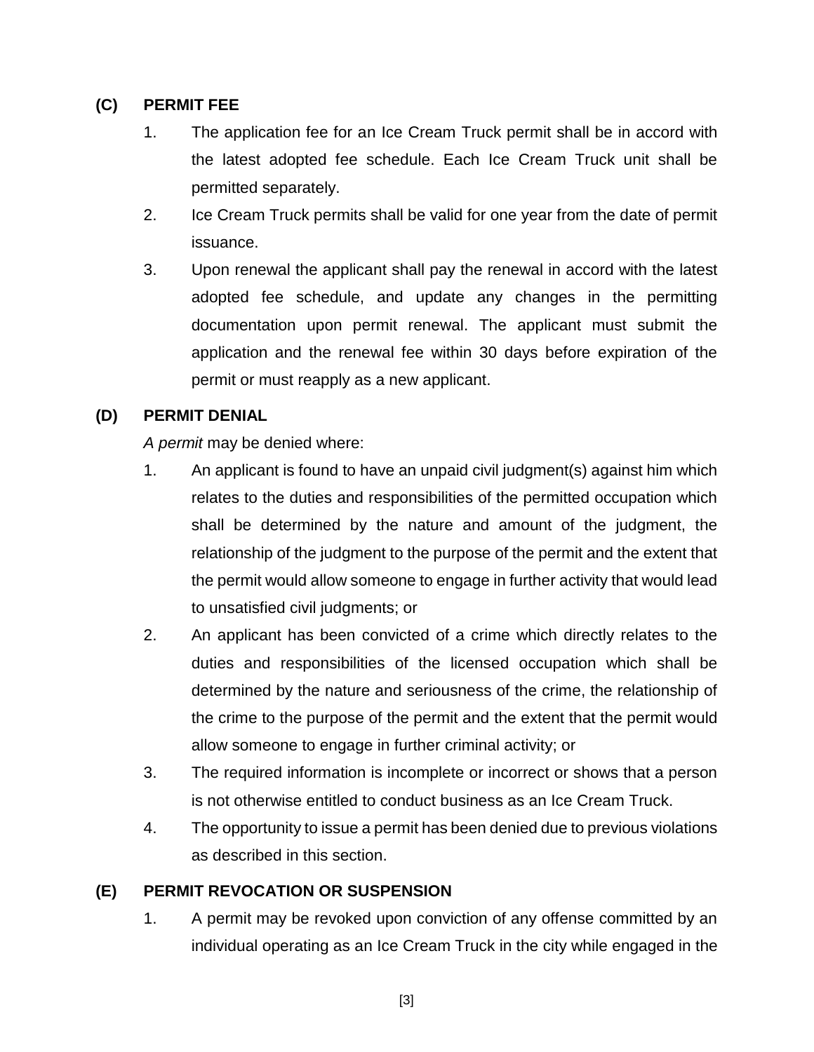### (C) PERMIT FEE

1. The application fee for an Ice Cream Truck permit shall be in accord with the latest adopted fee schedule. Each Ice Cream Truck unit shall be permitted separately.
2. Ice Cream Truck permits shall be valid for one year from the date of permit issuance.
3. Upon renewal the applicant shall pay the renewal in accord with the latest adopted fee schedule, and update any changes in the permitting documentation upon permit renewal. The applicant must submit the application and the renewal fee within 30 days before expiration of the permit or must reapply as a new applicant.

### (D) PERMIT DENIAL

*A permit* may be denied where:

1. An applicant is found to have an unpaid civil judgment(s) against him which relates to the duties and responsibilities of the permitted occupation which shall be determined by the nature and amount of the judgment, the relationship of the judgment to the purpose of the permit and the extent that the permit would allow someone to engage in further activity that would lead to unsatisfied civil judgments; or
2. An applicant has been convicted of a crime which directly relates to the duties and responsibilities of the licensed occupation which shall be determined by the nature and seriousness of the crime, the relationship of the crime to the purpose of the permit and the extent that the permit would allow someone to engage in further criminal activity; or
3. The required information is incomplete or incorrect or shows that a person is not otherwise entitled to conduct business as an Ice Cream Truck.
4. The opportunity to issue a permit has been denied due to previous violations as described in this section.

### (E) PERMIT REVOCATION OR SUSPENSION

1. A permit may be revoked upon conviction of any offense committed by an individual operating as an Ice Cream Truck in the city while engaged in the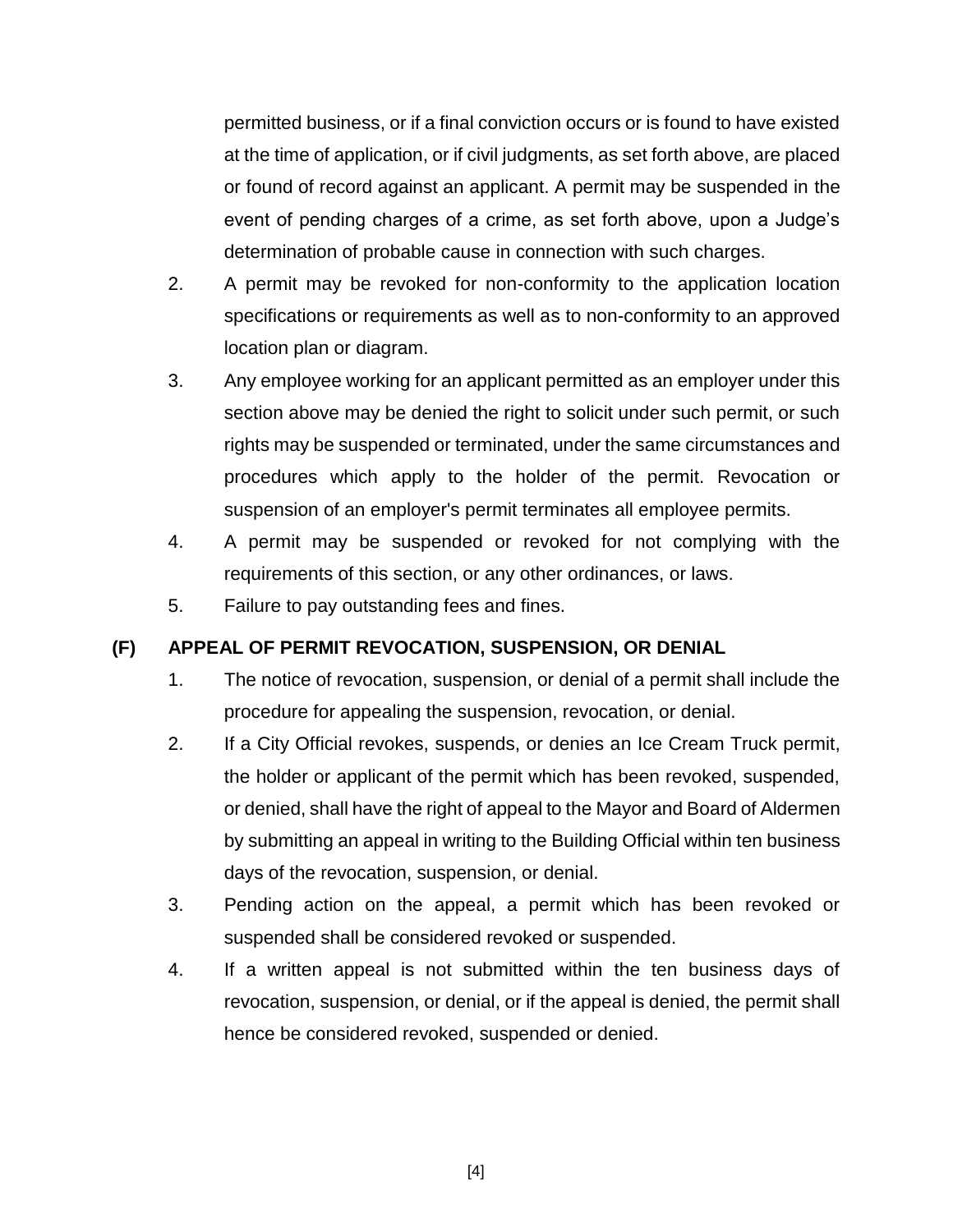permitted business, or if a final conviction occurs or is found to have existed at the time of application, or if civil judgments, as set forth above, are placed or found of record against an applicant. A permit may be suspended in the event of pending charges of a crime, as set forth above, upon a Judge's determination of probable cause in connection with such charges.

2. A permit may be revoked for non-conformity to the application location specifications or requirements as well as to non-conformity to an approved location plan or diagram.
3. Any employee working for an applicant permitted as an employer under this section above may be denied the right to solicit under such permit, or such rights may be suspended or terminated, under the same circumstances and procedures which apply to the holder of the permit. Revocation or suspension of an employer's permit terminates all employee permits.
4. A permit may be suspended or revoked for not complying with the requirements of this section, or any other ordinances, or laws.
5. Failure to pay outstanding fees and fines.

**(F) APPEAL OF PERMIT REVOCATION, SUSPENSION, OR DENIAL**

1. The notice of revocation, suspension, or denial of a permit shall include the procedure for appealing the suspension, revocation, or denial.
2. If a City Official revokes, suspends, or denies an Ice Cream Truck permit, the holder or applicant of the permit which has been revoked, suspended, or denied, shall have the right of appeal to the Mayor and Board of Aldermen by submitting an appeal in writing to the Building Official within ten business days of the revocation, suspension, or denial.
3. Pending action on the appeal, a permit which has been revoked or suspended shall be considered revoked or suspended.
4. If a written appeal is not submitted within the ten business days of revocation, suspension, or denial, or if the appeal is denied, the permit shall hence be considered revoked, suspended or denied.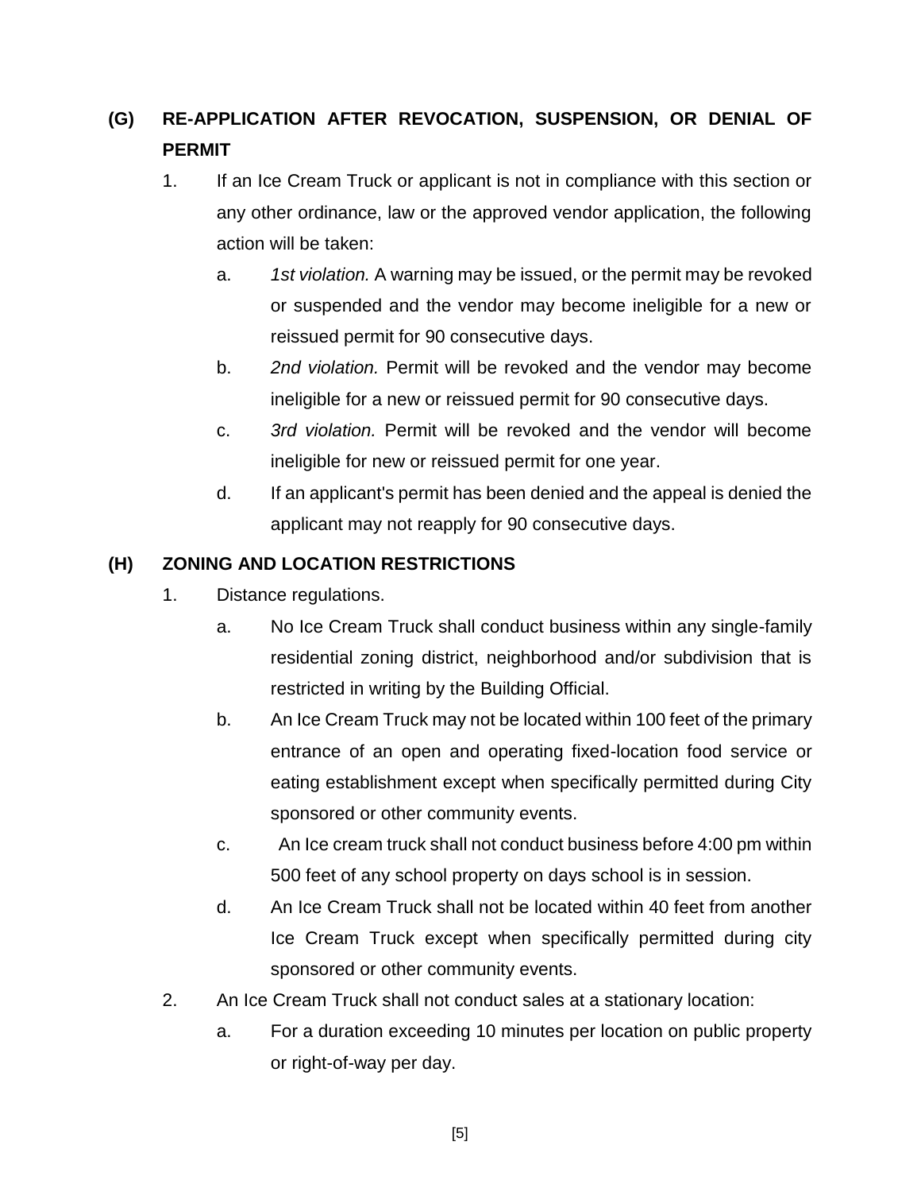## (G) RE-APPLICATION AFTER REVOCATION, SUSPENSION, OR DENIAL OF PERMIT

1. If an Ice Cream Truck or applicant is not in compliance with this section or any other ordinance, law or the approved vendor application, the following action will be taken:
   a. *1st violation.* A warning may be issued, or the permit may be revoked or suspended and the vendor may become ineligible for a new or reissued permit for 90 consecutive days.
   b. *2nd violation.* Permit will be revoked and the vendor may become ineligible for a new or reissued permit for 90 consecutive days.
   c. *3rd violation.* Permit will be revoked and the vendor will become ineligible for new or reissued permit for one year.
   d. If an applicant's permit has been denied and the appeal is denied the applicant may not reapply for 90 consecutive days.

## (H) ZONING AND LOCATION RESTRICTIONS

1. Distance regulations.
   a. No Ice Cream Truck shall conduct business within any single-family residential zoning district, neighborhood and/or subdivision that is restricted in writing by the Building Official.
   b. An Ice Cream Truck may not be located within 100 feet of the primary entrance of an open and operating fixed-location food service or eating establishment except when specifically permitted during City sponsored or other community events.
   c. An Ice cream truck shall not conduct business before 4:00 pm within 500 feet of any school property on days school is in session.
   d. An Ice Cream Truck shall not be located within 40 feet from another Ice Cream Truck except when specifically permitted during city sponsored or other community events.
2. An Ice Cream Truck shall not conduct sales at a stationary location:
   a. For a duration exceeding 10 minutes per location on public property or right-of-way per day.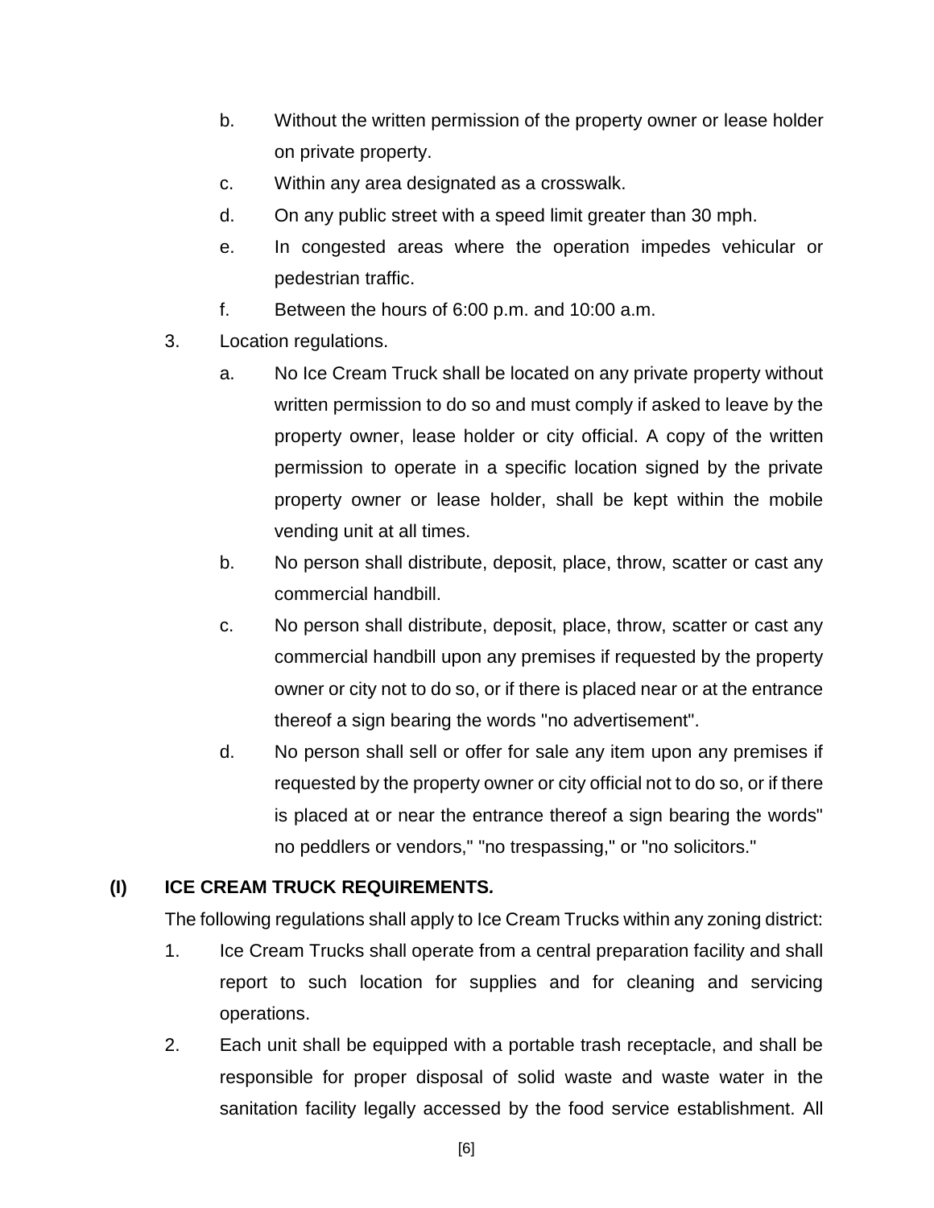b. Without the written permission of the property owner or lease holder on private property.

c. Within any area designated as a crosswalk.

d. On any public street with a speed limit greater than 30 mph.

e. In congested areas where the operation impedes vehicular or pedestrian traffic.

f. Between the hours of 6:00 p.m. and 10:00 a.m.

3. Location regulations.

a. No Ice Cream Truck shall be located on any private property without written permission to do so and must comply if asked to leave by the property owner, lease holder or city official. A copy of the written permission to operate in a specific location signed by the private property owner or lease holder, shall be kept within the mobile vending unit at all times.

b. No person shall distribute, deposit, place, throw, scatter or cast any commercial handbill.

c. No person shall distribute, deposit, place, throw, scatter or cast any commercial handbill upon any premises if requested by the property owner or city not to do so, or if there is placed near or at the entrance thereof a sign bearing the words "no advertisement".

d. No person shall sell or offer for sale any item upon any premises if requested by the property owner or city official not to do so, or if there is placed at or near the entrance thereof a sign bearing the words" no peddlers or vendors," "no trespassing," or "no solicitors."

**(I) ICE CREAM TRUCK REQUIREMENTS.**

The following regulations shall apply to Ice Cream Trucks within any zoning district:

1. Ice Cream Trucks shall operate from a central preparation facility and shall report to such location for supplies and for cleaning and servicing operations.

2. Each unit shall be equipped with a portable trash receptacle, and shall be responsible for proper disposal of solid waste and waste water in the sanitation facility legally accessed by the food service establishment. All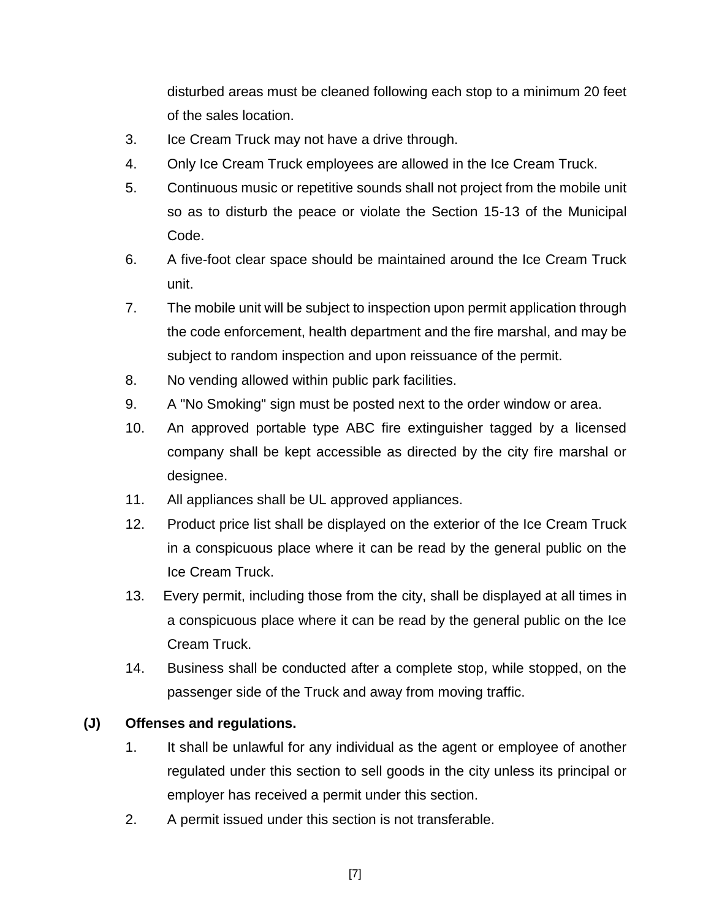disturbed areas must be cleaned following each stop to a minimum 20 feet of the sales location.

3. Ice Cream Truck may not have a drive through.
4. Only Ice Cream Truck employees are allowed in the Ice Cream Truck.
5. Continuous music or repetitive sounds shall not project from the mobile unit so as to disturb the peace or violate the Section 15-13 of the Municipal Code.
6. A five-foot clear space should be maintained around the Ice Cream Truck unit.
7. The mobile unit will be subject to inspection upon permit application through the code enforcement, health department and the fire marshal, and may be subject to random inspection and upon reissuance of the permit.
8. No vending allowed within public park facilities.
9. A "No Smoking" sign must be posted next to the order window or area.
10. An approved portable type ABC fire extinguisher tagged by a licensed company shall be kept accessible as directed by the city fire marshal or designee.
11. All appliances shall be UL approved appliances.
12. Product price list shall be displayed on the exterior of the Ice Cream Truck in a conspicuous place where it can be read by the general public on the Ice Cream Truck.
13. Every permit, including those from the city, shall be displayed at all times in a conspicuous place where it can be read by the general public on the Ice Cream Truck.
14. Business shall be conducted after a complete stop, while stopped, on the passenger side of the Truck and away from moving traffic.

**(J) Offenses and regulations.**

1. It shall be unlawful for any individual as the agent or employee of another regulated under this section to sell goods in the city unless its principal or employer has received a permit under this section.
2. A permit issued under this section is not transferable.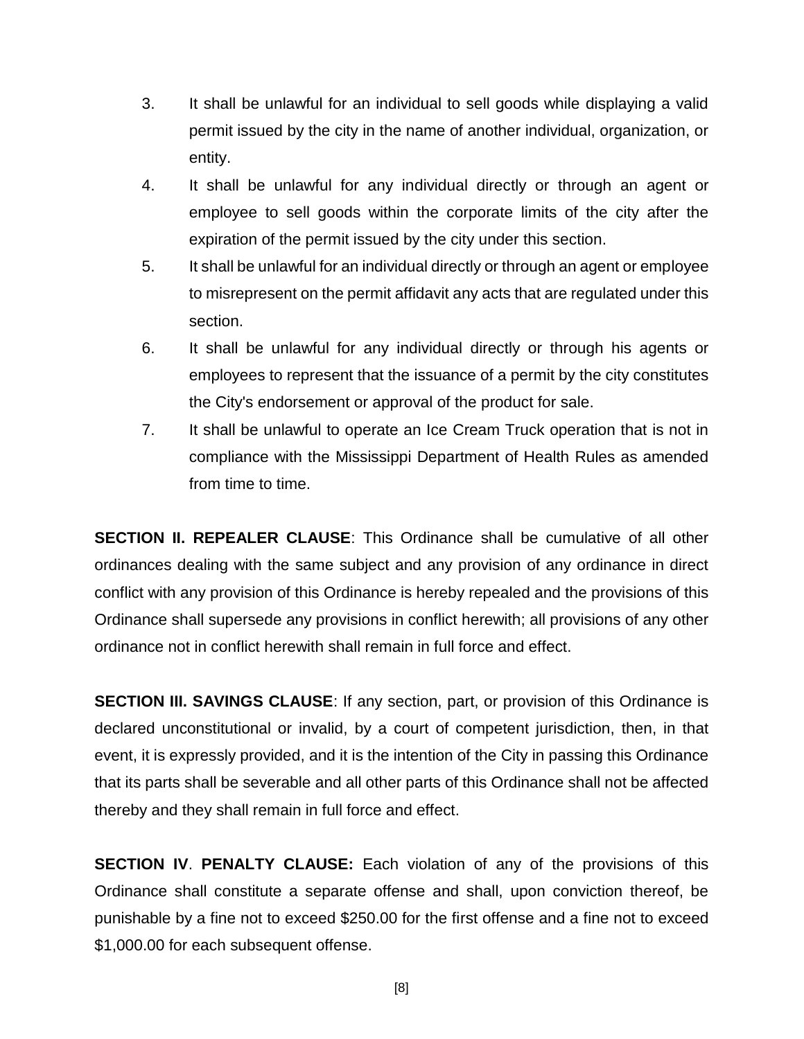3. It shall be unlawful for an individual to sell goods while displaying a valid permit issued by the city in the name of another individual, organization, or entity.
4. It shall be unlawful for any individual directly or through an agent or employee to sell goods within the corporate limits of the city after the expiration of the permit issued by the city under this section.
5. It shall be unlawful for an individual directly or through an agent or employee to misrepresent on the permit affidavit any acts that are regulated under this section.
6. It shall be unlawful for any individual directly or through his agents or employees to represent that the issuance of a permit by the city constitutes the City's endorsement or approval of the product for sale.
7. It shall be unlawful to operate an Ice Cream Truck operation that is not in compliance with the Mississippi Department of Health Rules as amended from time to time.

**SECTION II. REPEALER CLAUSE**: This Ordinance shall be cumulative of all other ordinances dealing with the same subject and any provision of any ordinance in direct conflict with any provision of this Ordinance is hereby repealed and the provisions of this Ordinance shall supersede any provisions in conflict herewith; all provisions of any other ordinance not in conflict herewith shall remain in full force and effect.

**SECTION III. SAVINGS CLAUSE**: If any section, part, or provision of this Ordinance is declared unconstitutional or invalid, by a court of competent jurisdiction, then, in that event, it is expressly provided, and it is the intention of the City in passing this Ordinance that its parts shall be severable and all other parts of this Ordinance shall not be affected thereby and they shall remain in full force and effect.

**SECTION IV**. **PENALTY CLAUSE:** Each violation of any of the provisions of this Ordinance shall constitute a separate offense and shall, upon conviction thereof, be punishable by a fine not to exceed $250.00 for the first offense and a fine not to exceed $1,000.00 for each subsequent offense.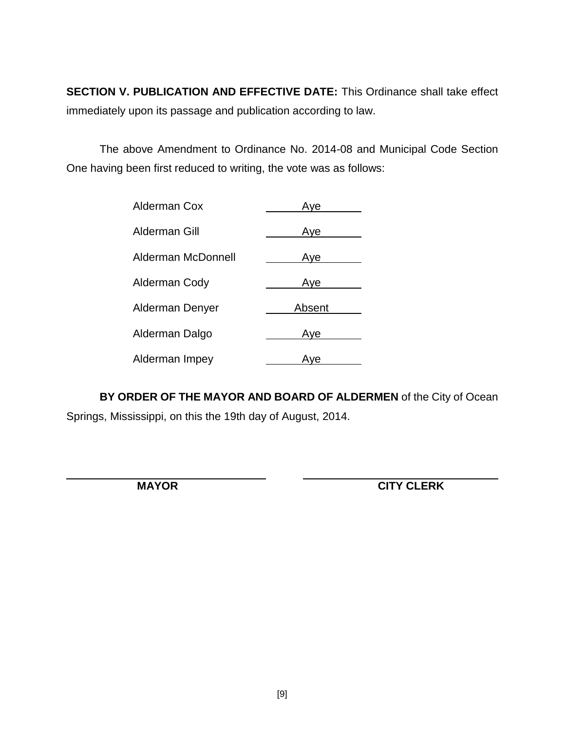**SECTION V. PUBLICATION AND EFFECTIVE DATE:** This Ordinance shall take effect immediately upon its passage and publication according to law.

The above Amendment to Ordinance No. 2014-08 and Municipal Code Section One having been first reduced to writing, the vote was as follows:

| | |
|---|---|
| Alderman Cox | Aye |
| Alderman Gill | Aye |
| Alderman McDonnell | Aye |
| Alderman Cody | Aye |
| Alderman Denyer | Absent |
| Alderman Dalgo | Aye |
| Alderman Impey | Aye |

**BY ORDER OF THE MAYOR AND BOARD OF ALDERMEN** of the City of Ocean Springs, Mississippi, on this the 19th day of August, 2014.

______________________________ ______________________________

**MAYOR** **CITY CLERK**